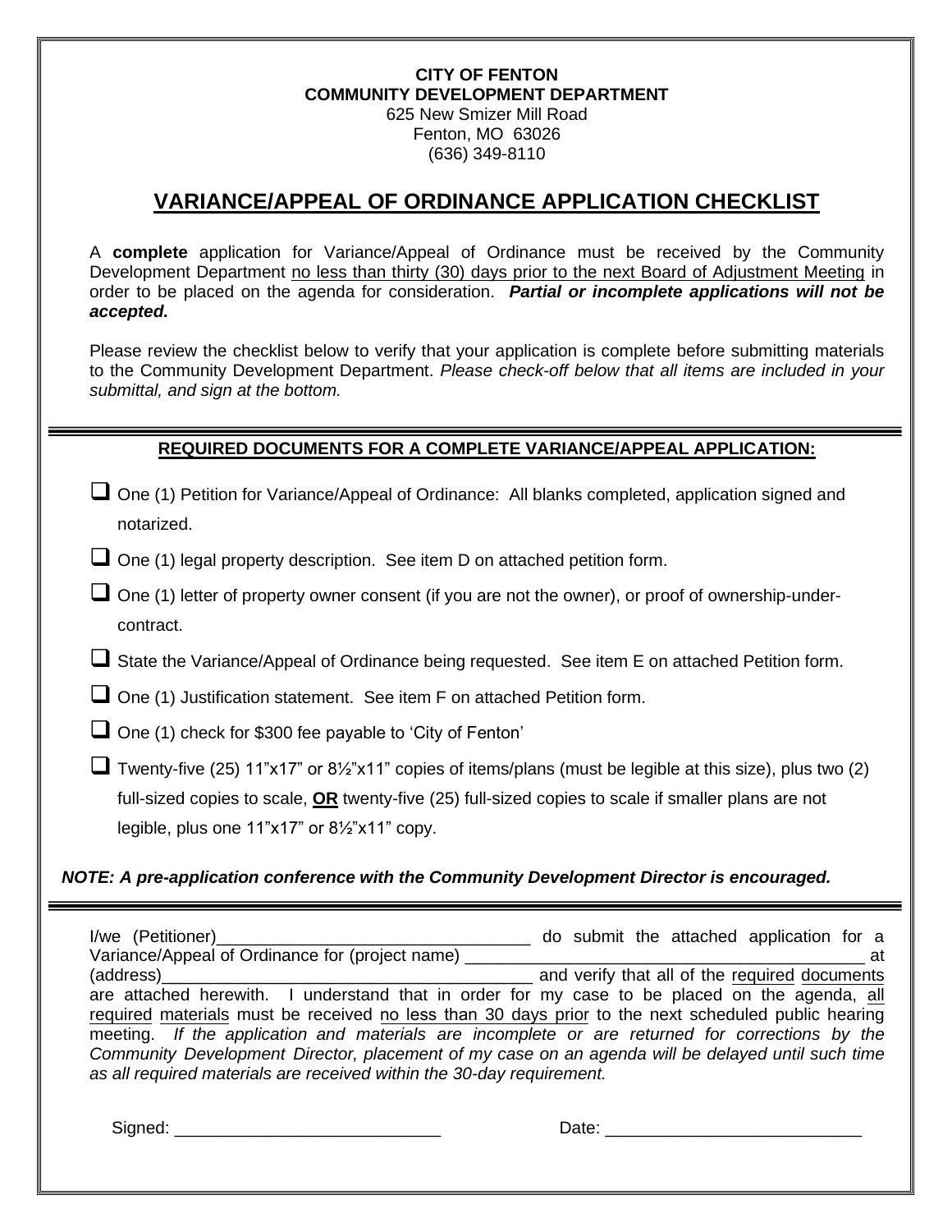**CITY OF FENTON**
**COMMUNITY DEVELOPMENT DEPARTMENT**
625 New Smizer Mill Road
Fenton, MO 63026
(636) 349-8110

# VARIANCE/APPEAL OF ORDINANCE APPLICATION CHECKLIST

A **complete** application for Variance/Appeal of Ordinance must be received by the Community Development Department no less than thirty (30) days prior to the next Board of Adjustment Meeting in order to be placed on the agenda for consideration. ***Partial or incomplete applications will not be accepted.***

Please review the checklist below to verify that your application is complete before submitting materials to the Community Development Department. *Please check-off below that all items are included in your submittal, and sign at the bottom.*

## REQUIRED DOCUMENTS FOR A COMPLETE VARIANCE/APPEAL APPLICATION:

- ☐ One (1) Petition for Variance/Appeal of Ordinance: All blanks completed, application signed and notarized.
- ☐ One (1) legal property description. See item D on attached petition form.
- ☐ One (1) letter of property owner consent (if you are not the owner), or proof of ownership-under-contract.
- ☐ State the Variance/Appeal of Ordinance being requested. See item E on attached Petition form.
- ☐ One (1) Justification statement. See item F on attached Petition form.
- ☐ One (1) check for $300 fee payable to 'City of Fenton'
- ☐ Twenty-five (25) 11"x17" or 8½"x11" copies of items/plans (must be legible at this size), plus two (2) full-sized copies to scale, **OR** twenty-five (25) full-sized copies to scale if smaller plans are not legible, plus one 11"x17" or 8½"x11" copy.

***NOTE: A pre-application conference with the Community Development Director is encouraged.***

I/we (Petitioner)_________________________________ do submit the attached application for a Variance/Appeal of Ordinance for (project name) ___________________________________________ at (address)_______________________________________ and verify that all of the required documents are attached herewith. I understand that in order for my case to be placed on the agenda, all required materials must be received no less than 30 days prior to the next scheduled public hearing meeting. *If the application and materials are incomplete or are returned for corrections by the Community Development Director, placement of my case on an agenda will be delayed until such time as all required materials are received within the 30-day requirement.*

Signed: ____________________________ Date: ___________________________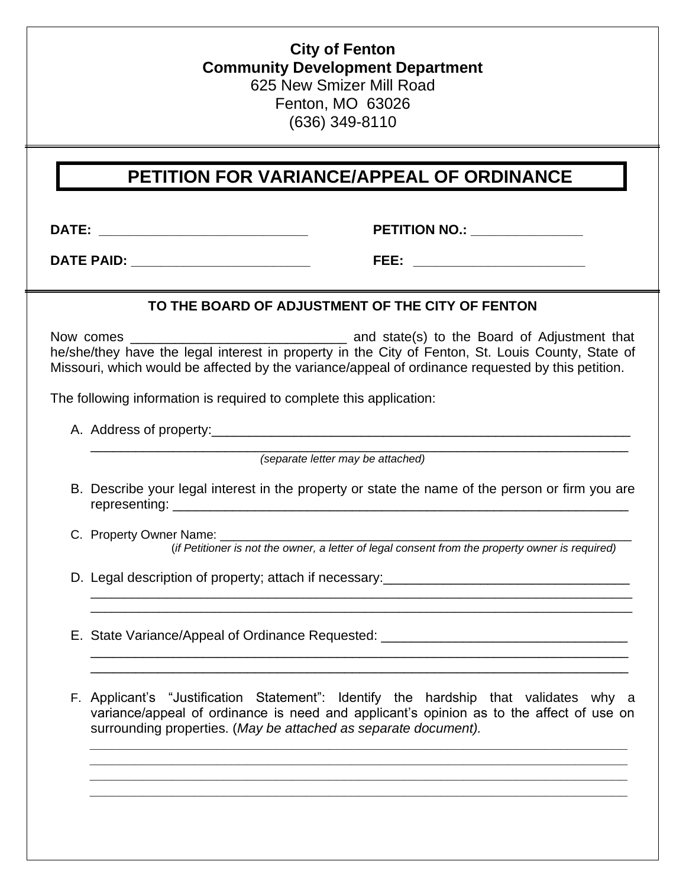**City of Fenton**
**Community Development Department**
625 New Smizer Mill Road
Fenton, MO 63026
(636) 349-8110

# PETITION FOR VARIANCE/APPEAL OF ORDINANCE

**DATE:** ____________________________ **PETITION NO.:** _______________

**DATE PAID:** ________________________ **FEE:** _______________________

## TO THE BOARD OF ADJUSTMENT OF THE CITY OF FENTON

Now comes _____________________________ and state(s) to the Board of Adjustment that he/she/they have the legal interest in property in the City of Fenton, St. Louis County, State of Missouri, which would be affected by the variance/appeal of ordinance requested by this petition.

The following information is required to complete this application:

A. Address of property:___________________________________________________________
_______________________________________________________________________________
*(separate letter may be attached)*

B. Describe your legal interest in the property or state the name of the person or firm you are representing: _______________________________________________________________

C. Property Owner Name: ___________________________________________________________
(*if Petitioner is not the owner, a letter of legal consent from the property owner is required)*

D. Legal description of property; attach if necessary:_________________________________
_______________________________________________________________________________
_______________________________________________________________________________

E. State Variance/Appeal of Ordinance Requested: _________________________________
_______________________________________________________________________________
_______________________________________________________________________________

F. Applicant's "Justification Statement": Identify the hardship that validates why a variance/appeal of ordinance is need and applicant's opinion as to the affect of use on surrounding properties. (*May be attached as separate document).*

_______________________________________________________________________________
_______________________________________________________________________________
_______________________________________________________________________________
_______________________________________________________________________________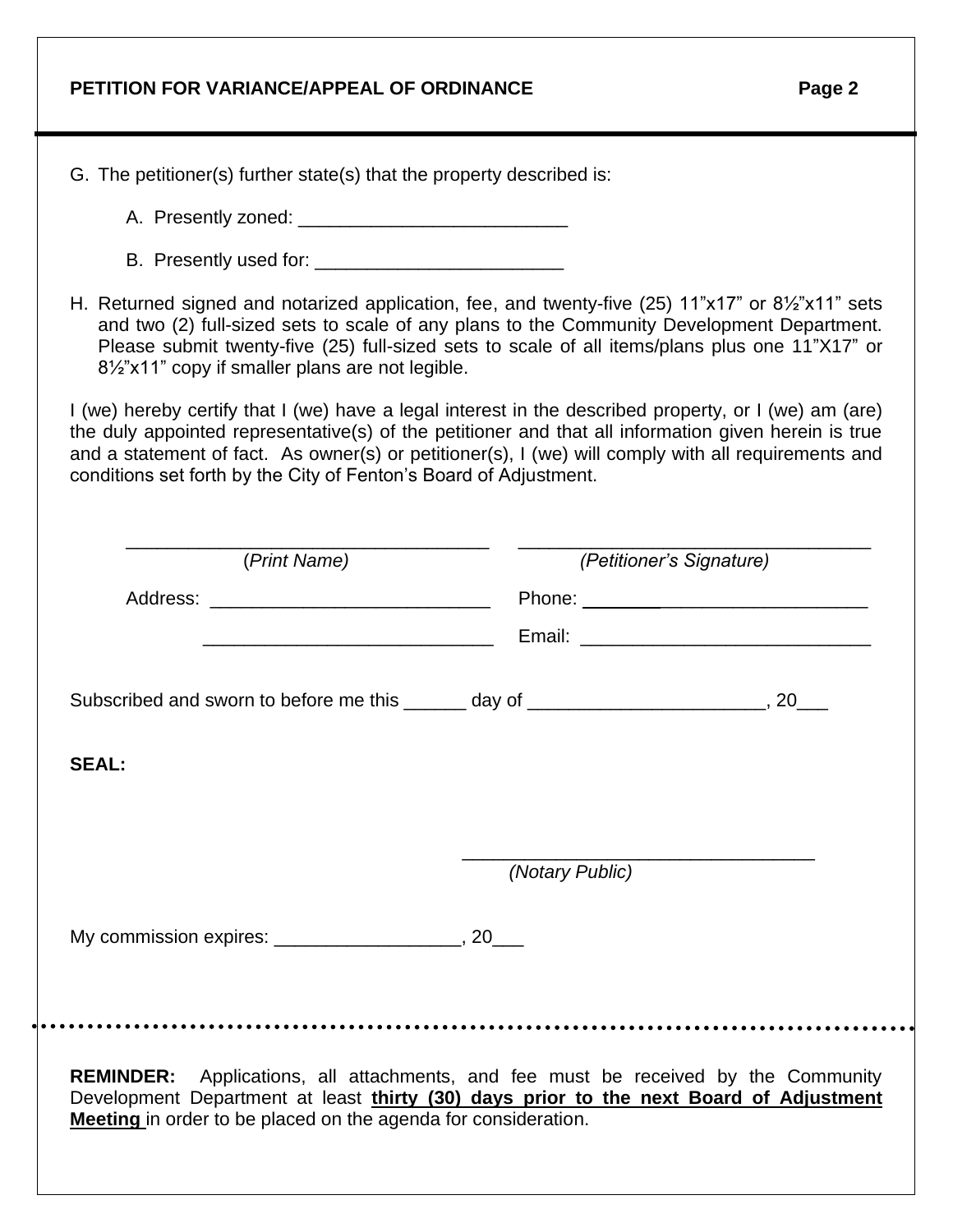**PETITION FOR VARIANCE/APPEAL OF ORDINANCE**

G. The petitioner(s) further state(s) that the property described is:

   A. Presently zoned: __________________________

   B. Presently used for: ________________________

H. Returned signed and notarized application, fee, and twenty-five (25) 11"x17" or 8½"x11" sets and two (2) full-sized sets to scale of any plans to the Community Development Department. Please submit twenty-five (25) full-sized sets to scale of all items/plans plus one 11"X17" or 8½"x11" copy if smaller plans are not legible.

I (we) hereby certify that I (we) have a legal interest in the described property, or I (we) am (are) the duly appointed representative(s) of the petitioner and that all information given herein is true and a statement of fact. As owner(s) or petitioner(s), I (we) will comply with all requirements and conditions set forth by the City of Fenton's Board of Adjustment.

___________________________________ ___________________________________
(*Print Name*) (*Petitioner's Signature*)

Address: ___________________________ Phone: ___________________________

___________________________ Email: ___________________________

Subscribed and sworn to before me this ______ day of ______________________, 20___

**SEAL:**

___________________________________
(*Notary Public*)

My commission expires: __________________, 20___

---

**REMINDER:** Applications, all attachments, and fee must be received by the Community Development Department at least **thirty (30) days prior to the next Board of Adjustment Meeting** in order to be placed on the agenda for consideration.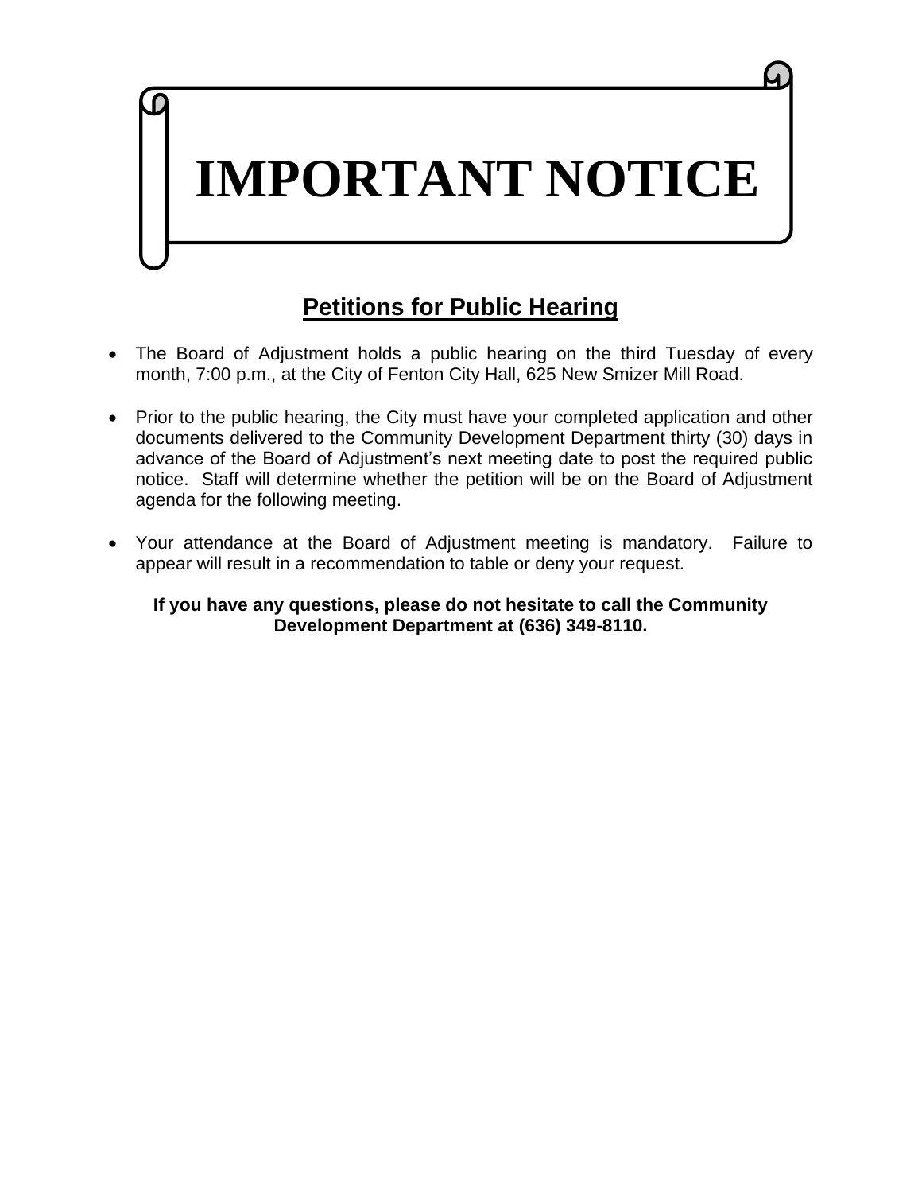# IMPORTANT NOTICE

## Petitions for Public Hearing

- The Board of Adjustment holds a public hearing on the third Tuesday of every month, 7:00 p.m., at the City of Fenton City Hall, 625 New Smizer Mill Road.

- Prior to the public hearing, the City must have your completed application and other documents delivered to the Community Development Department thirty (30) days in advance of the Board of Adjustment's next meeting date to post the required public notice. Staff will determine whether the petition will be on the Board of Adjustment agenda for the following meeting.

- Your attendance at the Board of Adjustment meeting is mandatory. Failure to appear will result in a recommendation to table or deny your request.

**If you have any questions, please do not hesitate to call the Community Development Department at (636) 349-8110.**